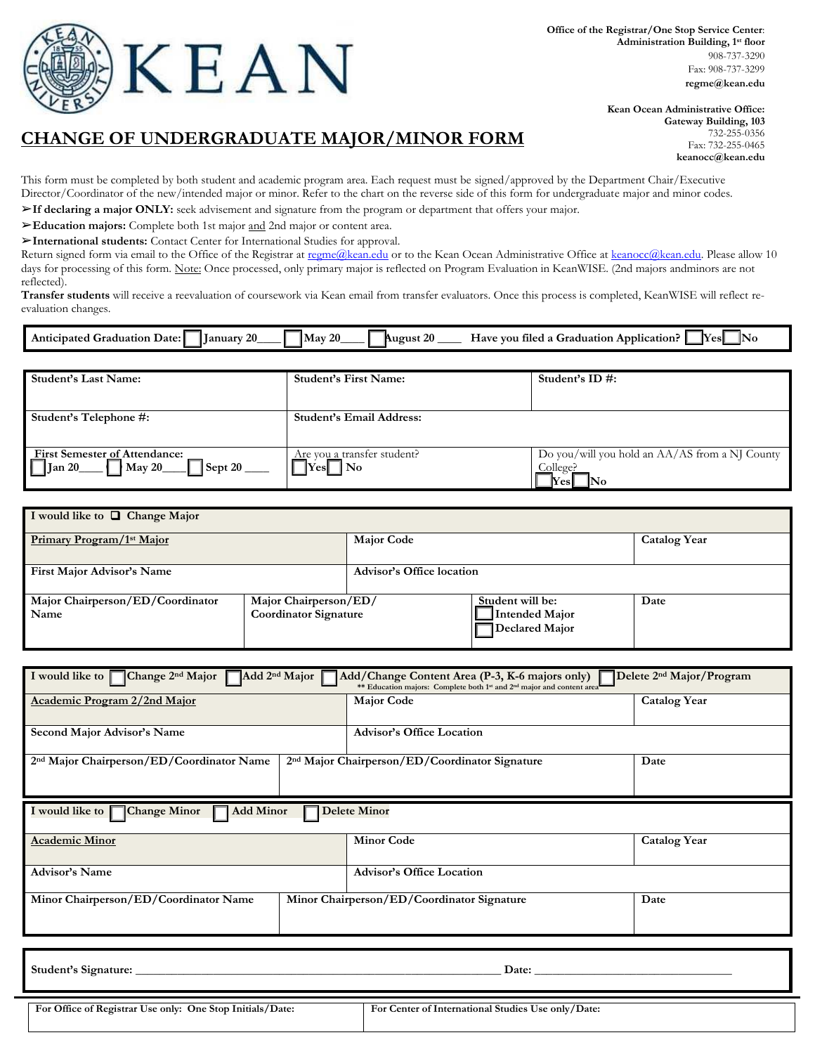Office of the Registrar/One Stop Service Center:
Administration Building, 1st floor
908-737-3290
Fax: 908-737-3299
regme@kean.edu

Kean Ocean Administrative Office:
Gateway Building, 103
732-255-0356
Fax: 732-255-0465
keanocc@kean.edu

# CHANGE OF UNDERGRADUATE MAJOR/MINOR FORM

This form must be completed by both student and academic program area. Each request must be signed/approved by the Department Chair/Executive Director/Coordinator of the new/intended major or minor. Refer to the chart on the reverse side of this form for undergraduate major and minor codes.

- **If declaring a major ONLY:** seek advisement and signature from the program or department that offers your major.
- **Education majors:** Complete both 1st major and 2nd major or content area.
- **International students:** Contact Center for International Studies for approval.

Return signed form via email to the Office of the Registrar at regme@kean.edu or to the Kean Ocean Administrative Office at keanocc@kean.edu. Please allow 10 days for processing of this form. Note: Once processed, only primary major is reflected on Program Evaluation in KeanWISE. (2nd majors andminors are not reflected).

**Transfer students** will receive a reevaluation of coursework via Kean email from transfer evaluators. Once this process is completed, KeanWISE will reflect re-evaluation changes.

| **Anticipated Graduation Date:** ☐ January 20____ ☐ May 20____ ☐ August 20 ____ **Have you filed a Graduation Application?** ☐ Yes ☐ No |
|---|

| **Student's Last Name:** | **Student's First Name:** | **Student's ID #:** |
|---|---|---|
| **Student's Telephone #:** | **Student's Email Address:** | |
| **First Semester of Attendance:** ☐ Jan 20____ ☐ May 20____ ☐ Sept 20 ____ | Are you a transfer student? ☐ Yes ☐ No | Do you/will you hold an AA/AS from a NJ County College? ☐ Yes ☐ No |

| **I would like to ☐ Change Major** | | | |
|---|---|---|---|
| **Primary Program/1st Major** | | **Major Code** | **Catalog Year** |
| **First Major Advisor's Name** | | **Advisor's Office location** | |
| **Major Chairperson/ED/Coordinator Name** | **Major Chairperson/ED/ Coordinator Signature** | **Student will be:** ☐ Intended Major ☐ Declared Major | **Date** |

| **I would like to** ☐ **Change 2nd Major** ☐ **Add 2nd Major** ☐ **Add/Change Content Area (P-3, K-6 majors only)** ☐ **Delete 2nd Major/Program** ** Education majors: Complete both 1st and 2nd major and content area | | |
|---|---|---|
| **Academic Program 2/2nd Major** | **Major Code** | **Catalog Year** |
| **Second Major Advisor's Name** | **Advisor's Office Location** | |
| **2nd Major Chairperson/ED/Coordinator Name** | **2nd Major Chairperson/ED/Coordinator Signature** | **Date** |

| **I would like to** ☐ **Change Minor** ☐ **Add Minor** ☐ **Delete Minor** | | |
|---|---|---|
| **Academic Minor** | **Minor Code** | **Catalog Year** |
| **Advisor's Name** | **Advisor's Office Location** | |
| **Minor Chairperson/ED/Coordinator Name** | **Minor Chairperson/ED/Coordinator Signature** | **Date** |

**Student's Signature:** ____________________________________________ **Date:** ______________________

| **For Office of Registrar Use only: One Stop Initials/Date:** | **For Center of International Studies Use only/Date:** |
|---|---|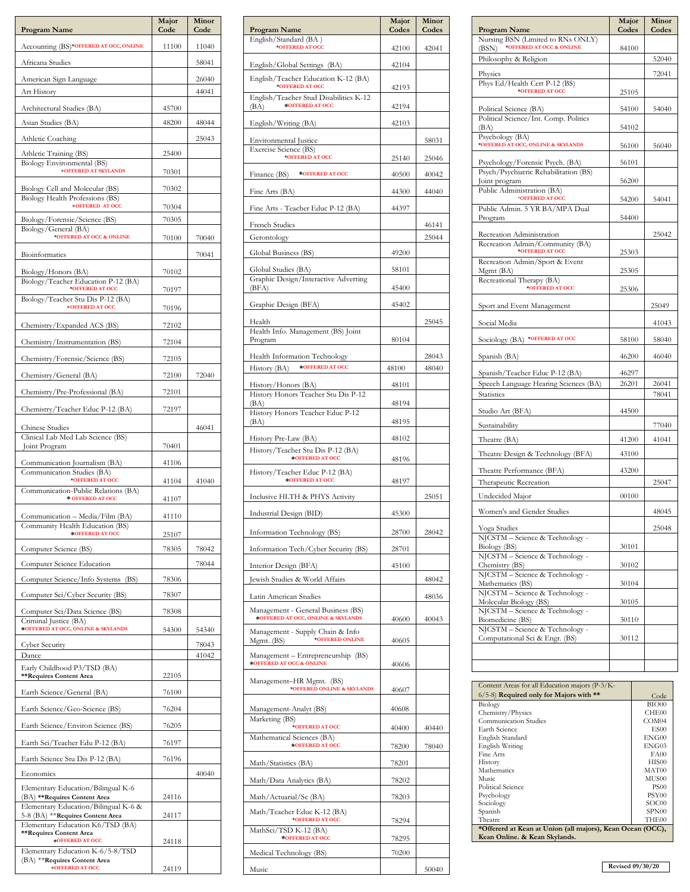| Program Name | Major Code | Minor Code |
|---|---|---|
| Accounting (BS)*OFFERED AT OCC, ONLINE | 11100 | 11040 |
| Africana Studies | | 58041 |
| American Sign Language | | 26040 |
| Art History | | 44041 |
| Architectural Studies (BA) | 45700 | |
| Asian Studies (BA) | 48200 | 48044 |
| Athletic Coaching | | 25043 |
| Athletic Training (BS) | 25400 | |
| Biology Environmental (BS) *OFFERED AT SKYLANDS | 70301 | |
| Biology Cell and Molecular (BS) | 70302 | |
| Biology Health Professions (BS) *OFFERED AT OCC | 70304 | |
| Biology/Forensic/Science (BS) | 70305 | |
| Biology/General (BA) *OFFERED AT OCC & ONLINE | 70100 | 70040 |
| Bioinformatics | | 70041 |
| Biology/Honors (BA) | 70102 | |
| Biology/Teacher Education P-12 (BA) *OFFERED AT OCC | 70197 | |
| Biology/Teacher Stu Dis P-12 (BA) *OFFERED AT OCC | 70196 | |
| Chemistry/Expanded ACS (BS) | 72102 | |
| Chemistry/Instrumentation (BS) | 72104 | |
| Chemistry/Forensic/Science (BS) | 72105 | |
| Chemistry/General (BA) | 72100 | 72040 |
| Chemistry/Pre-Professional (BA) | 72101 | |
| Chemistry/Teacher Educ P-12 (BA) | 72197 | |
| Chinese Studies | | 46041 |
| Clinical Lab Med Lab Science (BS) Joint Program | 70401 | |
| Communication Journalism (BA) | 41106 | |
| Communication Studies (BA) *OFFERED AT OCC | 41104 | 41040 |
| Communication-Public Relations (BA) * OFFERED AT OCC | 41107 | |
| Communication – Media/Film (BA) | 41110 | |
| Community Health Education (BS) *OFFERED AT OCC | 25107 | |
| Computer Science (BS) | 78305 | 78042 |
| Computer Science Education | | 78044 |
| Computer Science/Info Systems (BS) | 78306 | |
| Computer Sci/Cyber Security (BS) | 78307 | |
| Computer Sci/Data Science (BS) | 78308 | |
| Criminal Justice (BA) *OFFERED AT OCC, ONLINE & SKYLANDS | 54300 | 54340 |
| Cyber Security | | 78043 |
| Dance | | 41042 |
| Early Childhood P3/TSD (BA) **Requires Content Area | 22105 | |
| Earth Science/General (BA) | 76100 | |
| Earth Science/Geo-Science (BS) | 76204 | |
| Earth Science/Environ Science (BS) | 76205 | |
| Earth Sci/Teacher Edu P-12 (BA) | 76197 | |
| Earth Science Stu Dis P-12 (BA) | 76196 | |
| Economics | | 40040 |
| Elementary Education/Bilingual K-6 (BA) **Requires Content Area | 24116 | |
| Elementary Education/Bilingual K-6 & 5-8 (BA) **Requires Content Area | 24117 | |
| Elementary Education K6/TSD (BA) **Requires Content Area *OFFERED AT OCC | 24118 | |
| Elementary Education K-6/5-8/TSD (BA) **Requires Content Area *OFFERED AT OCC | 24119 | |
| English/Standard (BA) *OFFERED AT OCC | 42100 | 42041 |
| English/Global Settings (BA) | 42104 | |
| English/Teacher Education K-12 (BA) *OFFERED AT OCC | 42193 | |
| English/Teacher Stud Disabilities K-12 (BA) *OFFERED AT OCC | 42194 | |
| English/Writing (BA) | 42103 | |
| Environmental Justice | | 58031 |
| Exercise Science (BS) *OFFERED AT OCC | 25140 | 25046 |
| Finance (BS) *OFFERED AT OCC | 40500 | 40042 |
| Fine Arts (BA) | 44300 | 44040 |
| Fine Arts - Teacher Educ P-12 (BA) | 44397 | |
| French Studies | | 46141 |
| Gerontology | | 25044 |
| Global Business (BS) | 49200 | |
| Global Studies (BA) | 58101 | |
| Graphic Design/Interactive Adverting (BFA) | 45400 | |
| Graphic Design (BFA) | 45402 | |
| Health | | 25045 |
| Health Info. Management (BS) Joint Program | 80104 | |
| Health Information Technology | | 28043 |
| History (BA) *OFFERED AT OCC | 48100 | 48040 |
| History/Honors (BA) | 48101 | |
| History Honors Teacher Stu Dis P-12 (BA) | 48194 | |
| History Honors Teacher Educ P-12 (BA) | 48195 | |
| History Pre-Law (BA) | 48102 | |
| History/Teacher Stu Dis P-12 (BA) *OFFERED AT OCC | 48196 | |
| History/Teacher Educ P-12 (BA) *OFFERED AT OCC | 48197 | |
| Inclusive HLTH & PHYS Activity | | 25051 |
| Industrial Design (BID) | 45300 | |
| Information Technology (BS) | 28700 | 28042 |
| Information Tech/Cyber Security (BS) | 28701 | |
| Interior Design (BFA) | 45100 | |
| Jewish Studies & World Affairs | | 48042 |
| Latin American Studies | | 48036 |
| Management - General Business (BS) *OFFERED AT OCC, ONLINE & SKYLANDS | 40600 | 40043 |
| Management - Supply Chain & Info Mgmt. (BS) *OFFERED ONLINE | 40605 | |
| Management – Entrepreneurship (BS) *OFFERED AT OCC & ONLINE | 40606 | |
| Management–HR Mgmt. (BS) *OFFERED ONLINE & SKYLANDS | 40607 | |
| Management-Analyt (BS) | 40608 | |
| Marketing (BS) *OFFERED AT OCC | 40400 | 40440 |
| Mathematical Sciences (BA) *OFFERED AT OCC | 78200 | 78040 |
| Math/Statistics (BA) | 78201 | |
| Math/Data Analytics (BA) | 78202 | |
| Math/Actuarial/Sc (BA) | 78203 | |
| Math/Teacher Educ K-12 (BA) *OFFERED AT OCC | 78294 | |
| MathSci/TSD K-12 (BA) *OFFERED AT OCC | 78295 | |
| Medical Technology (BS) | 70200 | |
| Music | | 50040 |
| Nursing BSN (Limited to RNs ONLY) (BSN) *OFFERED AT OCC & ONLINE | 84100 | |
| Philosophy & Religion | | 52040 |
| Physics | | 72041 |
| Phys Ed/Health Cert P-12 (BS) *OFFERED AT OCC | 25105 | |
| Political Science (BA) | 54100 | 54040 |
| Political Science/Int. Comp. Politics (BA) | 54102 | |
| Psychology (BA) *OFFERED AT OCC, ONLINE & SKYLANDS | 56100 | 56040 |
| Psychology/Forensic Psych. (BA) | 56101 | |
| Psych/Psychiatric Rehabilitation (BS) Joint program | 56200 | |
| Public Administration (BA) *OFFERED AT OCC | 54200 | 54041 |
| Public Admin. 5 YR BA/MPA Dual Program | 54400 | |
| Recreation Administration | | 25042 |
| Recreation Admin/Community (BA) *OFFERED AT OCC | 25303 | |
| Recreation Admin/Sport & Event Mgmt (BA) | 25305 | |
| Recreational Therapy (BA) *OFFERED AT OCC | 25306 | |
| Sport and Event Management | | 25049 |
| Social Media | | 41043 |
| Sociology (BA) *OFFERED AT OCC | 58100 | 58040 |
| Spanish (BA) | 46200 | 46040 |
| Spanish/Teacher Educ P-12 (BA) | 46297 | |
| Speech Language Hearing Sciences (BA) | 26201 | 26041 |
| Statistics | | 78041 |
| Studio Art (BFA) | 44500 | |
| Sustainability | | 77040 |
| Theatre (BA) | 41200 | 41041 |
| Theatre Design & Technology (BFA) | 43100 | |
| Theatre Performance (BFA) | 43200 | |
| Therapeutic Recreation | | 25047 |
| Undecided Major | 00100 | |
| Women's and Gender Studies | | 48045 |
| Yoga Studies | | 25048 |
| NJCSTM – Science & Technology - Biology (BS) | 30101 | |
| NJCSTM – Science & Technology - Chemistry (BS) | 30102 | |
| NJCSTM – Science & Technology - Mathematics (BS) | 30104 | |
| NJCSTM – Science & Technology - Molecular Biology (BS) | 30105 | |
| NJCSTM – Science & Technology - Biomedicine (BS) | 30110 | |
| NJCSTM – Science & Technology - Computational Sci & Engr. (BS) | 30112 | |

| Content Areas for all Education majors (P-3/K-6/5-8) **Required only for Majors with **** | Code |
|---|---|
| Biology | BIO00 |
| Chemistry/Physics | CHE00 |
| Communication Studies | COM04 |
| Earth Science | ES00 |
| English Standard | ENG00 |
| English Writing | ENG03 |
| Fine Arts | FA00 |
| History | HIS00 |
| Mathematics | MAT00 |
| Music | MUS00 |
| Political Science | PS00 |
| Psychology | PSY00 |
| Sociology | SOC00 |
| Spanish | SPN00 |
| Theatre | THE00 |

***Offererd at Kean at Union (all majors), Kean Ocean (OCC), Kean Online. & Kean Skylands.**

**Revised 09/30/20**